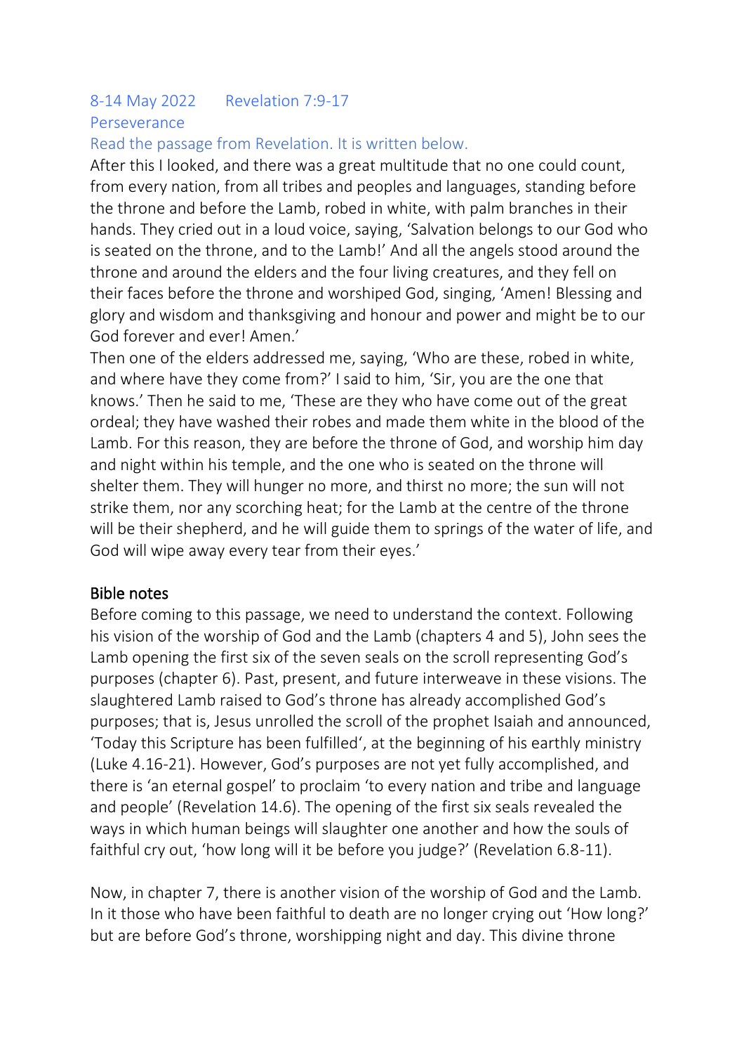8-14 May 2022 Revelation 7:9-17

Perseverance

Read the passage from Revelation. It is written below.

After this I looked, and there was a great multitude that no one could count, from every nation, from all tribes and peoples and languages, standing before the throne and before the Lamb, robed in white, with palm branches in their hands. They cried out in a loud voice, saying, 'Salvation belongs to our God who is seated on the throne, and to the Lamb!' And all the angels stood around the throne and around the elders and the four living creatures, and they fell on their faces before the throne and worshiped God, singing, 'Amen! Blessing and glory and wisdom and thanksgiving and honour and power and might be to our God forever and ever! Amen.'

Then one of the elders addressed me, saying, 'Who are these, robed in white, and where have they come from?' I said to him, 'Sir, you are the one that knows.' Then he said to me, 'These are they who have come out of the great ordeal; they have washed their robes and made them white in the blood of the Lamb. For this reason, they are before the throne of God, and worship him day and night within his temple, and the one who is seated on the throne will shelter them. They will hunger no more, and thirst no more; the sun will not strike them, nor any scorching heat; for the Lamb at the centre of the throne will be their shepherd, and he will guide them to springs of the water of life, and God will wipe away every tear from their eyes.'

## Bible notes

Before coming to this passage, we need to understand the context. Following his vision of the worship of God and the Lamb (chapters 4 and 5), John sees the Lamb opening the first six of the seven seals on the scroll representing God's purposes (chapter 6). Past, present, and future interweave in these visions. The slaughtered Lamb raised to God's throne has already accomplished God's purposes; that is, Jesus unrolled the scroll of the prophet Isaiah and announced, 'Today this Scripture has been fulfilled', at the beginning of his earthly ministry (Luke 4.16-21). However, God's purposes are not yet fully accomplished, and there is 'an eternal gospel' to proclaim 'to every nation and tribe and language and people' (Revelation 14.6). The opening of the first six seals revealed the ways in which human beings will slaughter one another and how the souls of faithful cry out, 'how long will it be before you judge?' (Revelation 6.8-11).

Now, in chapter 7, there is another vision of the worship of God and the Lamb. In it those who have been faithful to death are no longer crying out 'How long?' but are before God's throne, worshipping night and day. This divine throne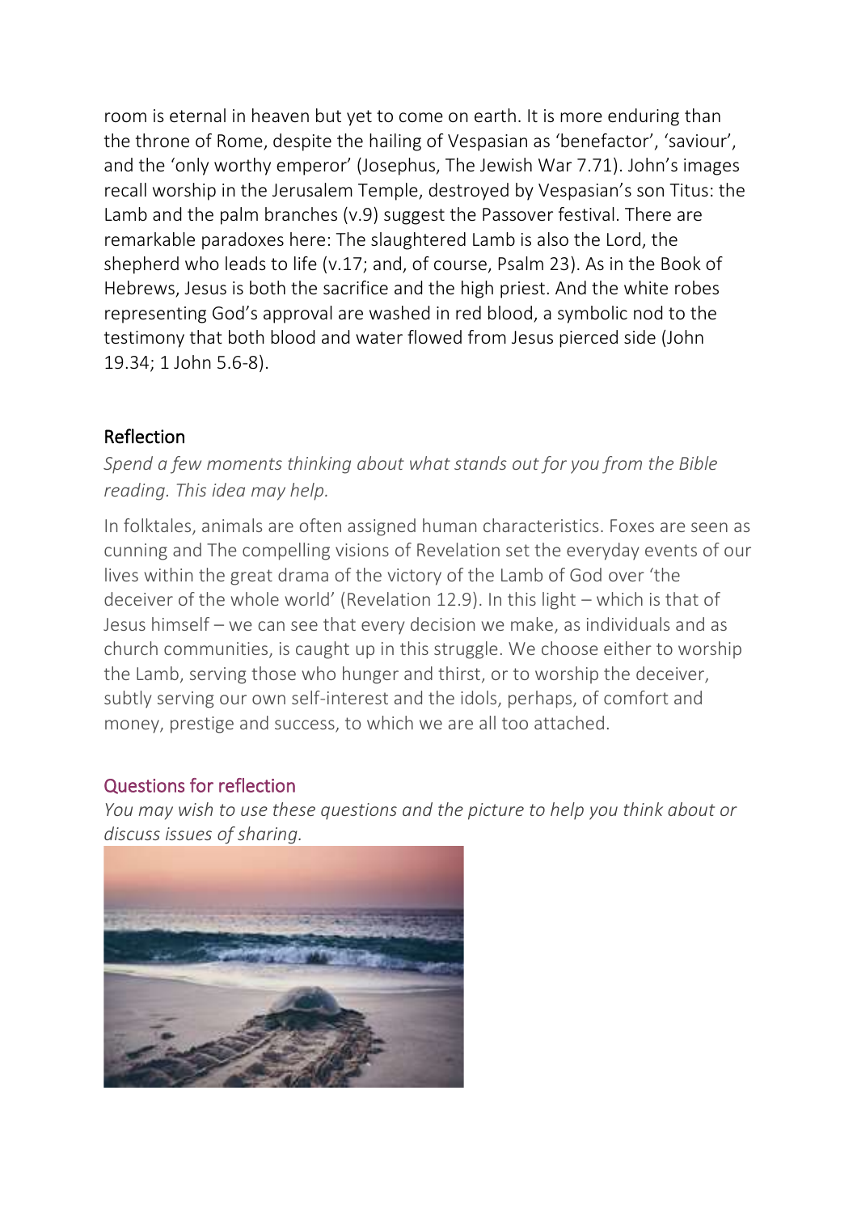room is eternal in heaven but yet to come on earth. It is more enduring than the throne of Rome, despite the hailing of Vespasian as 'benefactor', 'saviour', and the 'only worthy emperor' (Josephus, The Jewish War 7.71). John's images recall worship in the Jerusalem Temple, destroyed by Vespasian's son Titus: the Lamb and the palm branches (v.9) suggest the Passover festival. There are remarkable paradoxes here: The slaughtered Lamb is also the Lord, the shepherd who leads to life (v.17; and, of course, Psalm 23). As in the Book of Hebrews, Jesus is both the sacrifice and the high priest. And the white robes representing God's approval are washed in red blood, a symbolic nod to the testimony that both blood and water flowed from Jesus pierced side (John 19.34; 1 John 5.6-8).

## Reflection

*Spend a few moments thinking about what stands out for you from the Bible reading. This idea may help.*

In folktales, animals are often assigned human characteristics. Foxes are seen as cunning and The compelling visions of Revelation set the everyday events of our lives within the great drama of the victory of the Lamb of God over 'the deceiver of the whole world' (Revelation 12.9). In this light – which is that of Jesus himself – we can see that every decision we make, as individuals and as church communities, is caught up in this struggle. We choose either to worship the Lamb, serving those who hunger and thirst, or to worship the deceiver, subtly serving our own self-interest and the idols, perhaps, of comfort and money, prestige and success, to which we are all too attached.

## Questions for reflection

*You may wish to use these questions and the picture to help you think about or discuss issues of sharing.*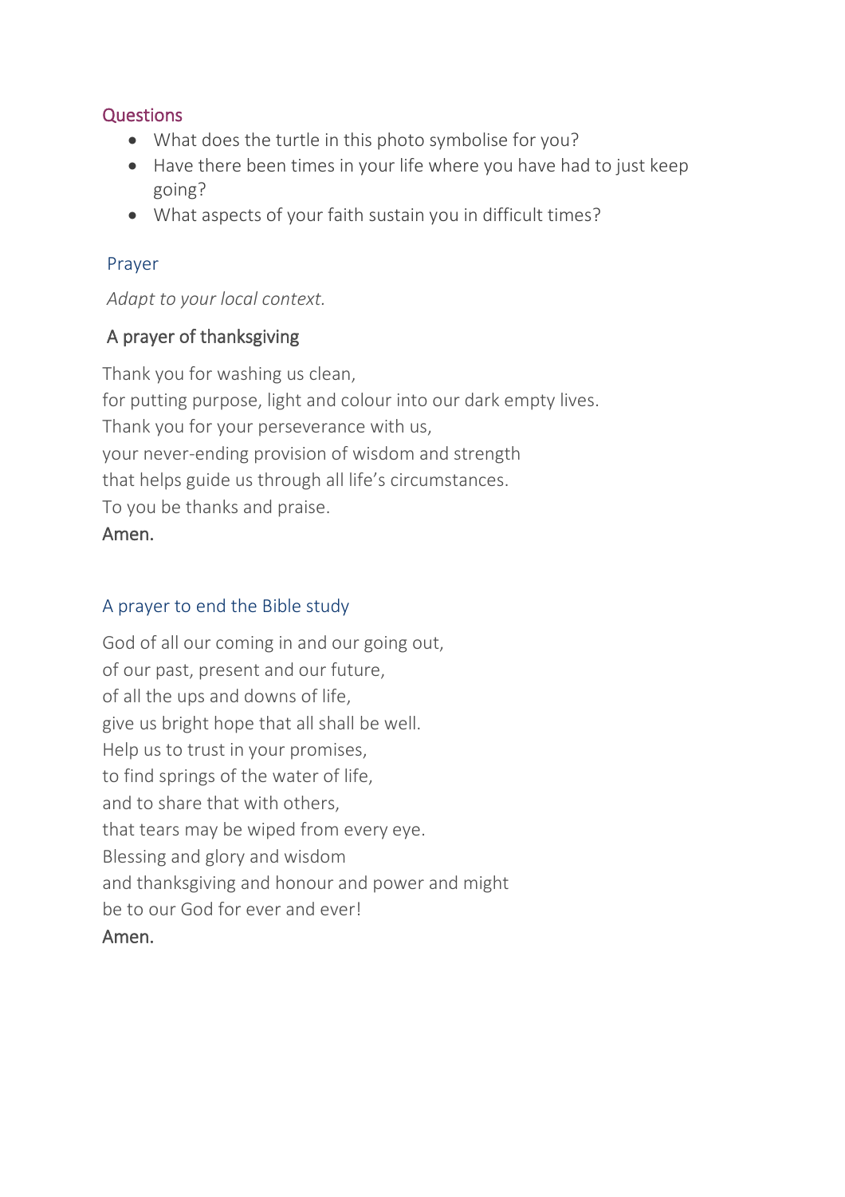## Questions

- What does the turtle in this photo symbolise for you?
- Have there been times in your life where you have had to just keep going?
- What aspects of your faith sustain you in difficult times?

## Prayer

*Adapt to your local context.*

### A prayer of thanksgiving

Thank you for washing us clean,
for putting purpose, light and colour into our dark empty lives.
Thank you for your perseverance with us,
your never-ending provision of wisdom and strength
that helps guide us through all life's circumstances.
To you be thanks and praise.
**Amen.**

### A prayer to end the Bible study

God of all our coming in and our going out,
of our past, present and our future,
of all the ups and downs of life,
give us bright hope that all shall be well.
Help us to trust in your promises,
to find springs of the water of life,
and to share that with others,
that tears may be wiped from every eye.
Blessing and glory and wisdom
and thanksgiving and honour and power and might
be to our God for ever and ever!
**Amen.**